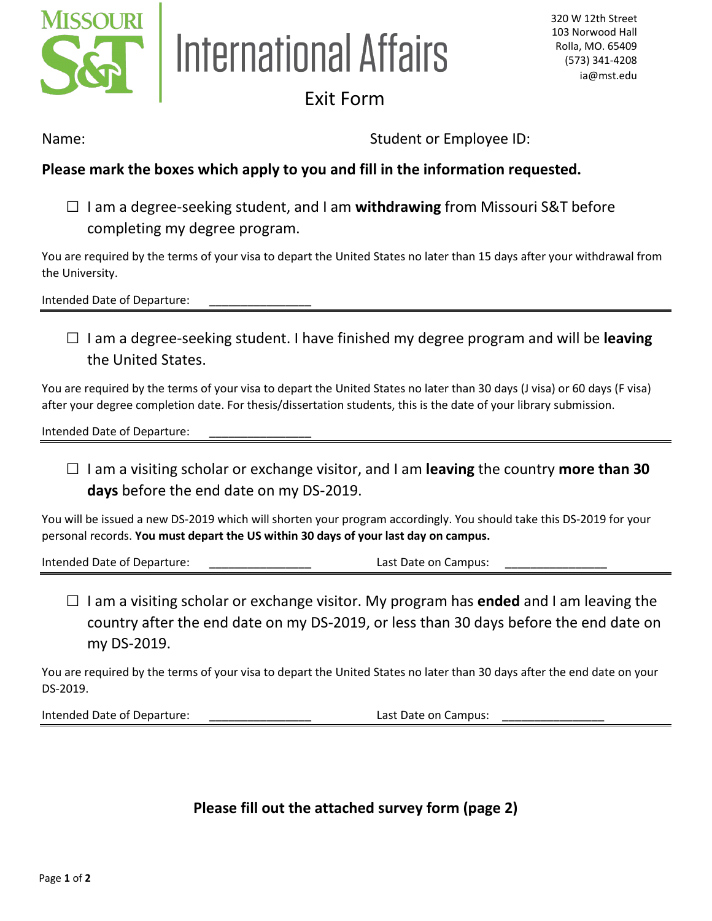# Missouri S&T International Affairs

320 W 12th Street
103 Norwood Hall
Rolla, MO. 65409
(573) 341-4208
ia@mst.edu

## Exit Form

Name: Student or Employee ID:

**Please mark the boxes which apply to you and fill in the information requested.**

☐ I am a degree-seeking student, and I am **withdrawing** from Missouri S&T before completing my degree program.

You are required by the terms of your visa to depart the United States no later than 15 days after your withdrawal from the University.

Intended Date of Departure: ________________

---

☐ I am a degree-seeking student. I have finished my degree program and will be **leaving** the United States.

You are required by the terms of your visa to depart the United States no later than 30 days (J visa) or 60 days (F visa) after your degree completion date. For thesis/dissertation students, this is the date of your library submission.

Intended Date of Departure: ________________

---

☐ I am a visiting scholar or exchange visitor, and I am **leaving** the country **more than 30 days** before the end date on my DS-2019.

You will be issued a new DS-2019 which will shorten your program accordingly. You should take this DS-2019 for your personal records. **You must depart the US within 30 days of your last day on campus.**

Intended Date of Departure: ________________ Last Date on Campus: ________________

---

☐ I am a visiting scholar or exchange visitor. My program has **ended** and I am leaving the country after the end date on my DS-2019, or less than 30 days before the end date on my DS-2019.

You are required by the terms of your visa to depart the United States no later than 30 days after the end date on your DS-2019.

Intended Date of Departure: ________________ Last Date on Campus: ________________

---

**Please fill out the attached survey form (page 2)**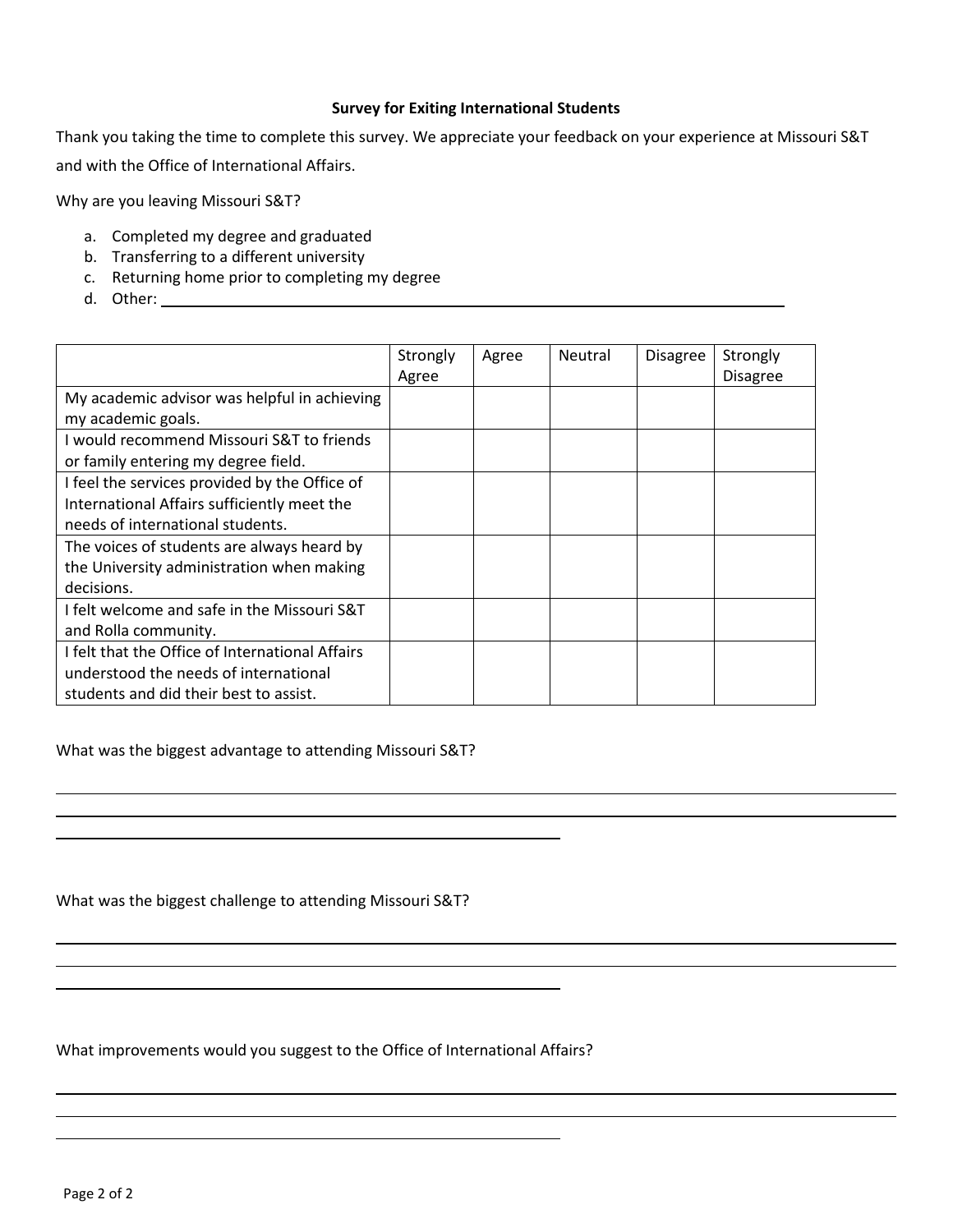**Survey for Exiting International Students**

Thank you taking the time to complete this survey. We appreciate your feedback on your experience at Missouri S&T and with the Office of International Affairs.

Why are you leaving Missouri S&T?

a. Completed my degree and graduated
b. Transferring to a different university
c. Returning home prior to completing my degree
d. Other: ____________________________________________

| | Strongly Agree | Agree | Neutral | Disagree | Strongly Disagree |
|---|---|---|---|---|---|
| My academic advisor was helpful in achieving my academic goals. | | | | | |
| I would recommend Missouri S&T to friends or family entering my degree field. | | | | | |
| I feel the services provided by the Office of International Affairs sufficiently meet the needs of international students. | | | | | |
| The voices of students are always heard by the University administration when making decisions. | | | | | |
| I felt welcome and safe in the Missouri S&T and Rolla community. | | | | | |
| I felt that the Office of International Affairs understood the needs of international students and did their best to assist. | | | | | |

What was the biggest advantage to attending Missouri S&T?

______________________________________________________________________

______________________________________________________________________

____________________________________________

What was the biggest challenge to attending Missouri S&T?

______________________________________________________________________

______________________________________________________________________

____________________________________________

What improvements would you suggest to the Office of International Affairs?

______________________________________________________________________

______________________________________________________________________

____________________________________________